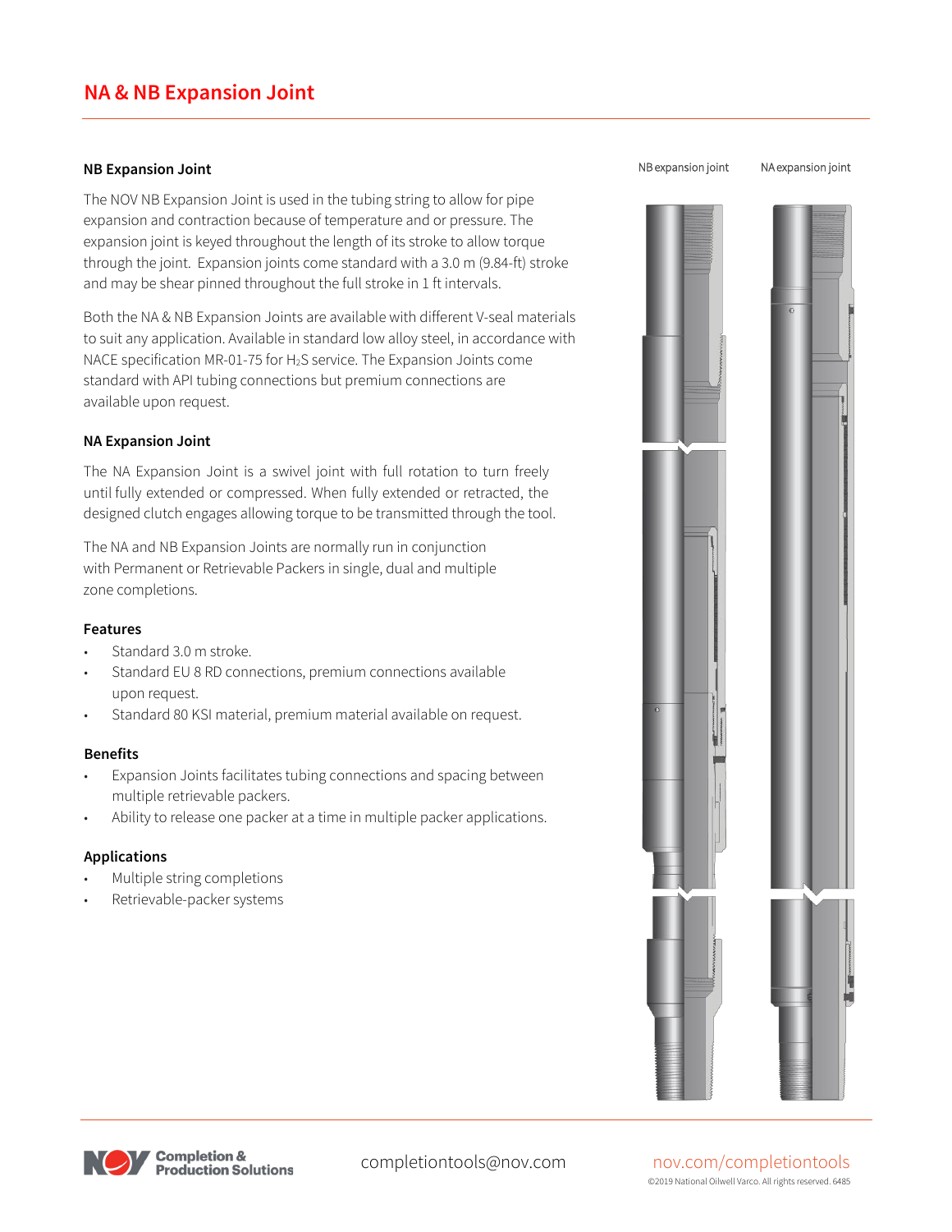# NA & NB Expansion Joint

## NB Expansion Joint

The NOV NB Expansion Joint is used in the tubing string to allow for pipe expansion and contraction because of temperature and or pressure. The expansion joint is keyed throughout the length of its stroke to allow torque through the joint. Expansion joints come standard with a 3.0 m (9.84-ft) stroke and may be shear pinned throughout the full stroke in 1 ft intervals.

Both the NA & NB Expansion Joints are available with different V-seal materials to suit any application. Available in standard low alloy steel, in accordance with NACE specification MR-01-75 for $H_2S$ service. The Expansion Joints come standard with API tubing connections but premium connections are available upon request.

## NA Expansion Joint

The NA Expansion Joint is a swivel joint with full rotation to turn freely until fully extended or compressed. When fully extended or retracted, the designed clutch engages allowing torque to be transmitted through the tool.

The NA and NB Expansion Joints are normally run in conjunction with Permanent or Retrievable Packers in single, dual and multiple zone completions.

### Features

- Standard 3.0 m stroke.
- Standard EU 8 RD connections, premium connections available upon request.
- Standard 80 KSI material, premium material available on request.

### Benefits

- Expansion Joints facilitates tubing connections and spacing between multiple retrievable packers.
- Ability to release one packer at a time in multiple packer applications.

### Applications

- Multiple string completions
- Retrievable-packer systems

NB expansion joint

NA expansion joint

completiontools@nov.com

nov.com/completiontools

©2019 National Oilwell Varco. All rights reserved. 6485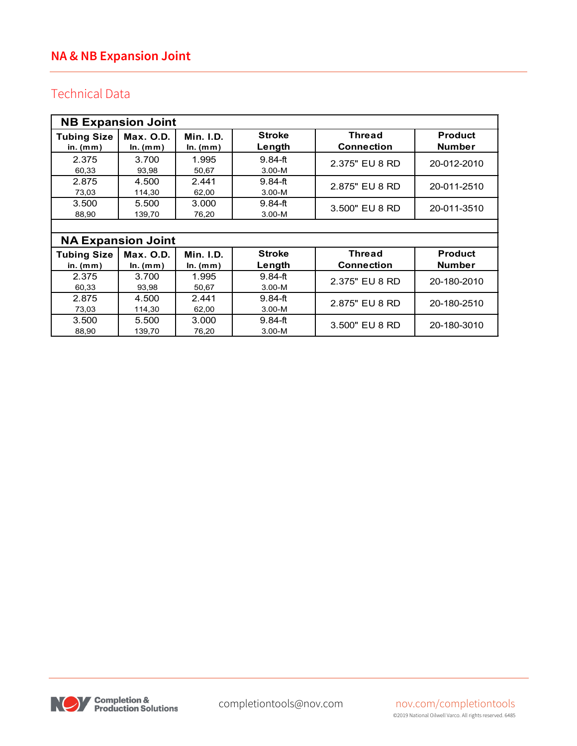## NA & NB Expansion Joint

### Technical Data

**NB Expansion Joint**

| Tubing Size in. (mm) | Max. O.D. In. (mm) | Min. I.D. In. (mm) | Stroke Length | Thread Connection | Product Number |
|---|---|---|---|---|---|
| 2.375 60,33 | 3.700 93,98 | 1.995 50,67 | 9.84-ft 3.00-M | 2.375" EU 8 RD | 20-012-2010 |
| 2.875 73,03 | 4.500 114,30 | 2.441 62,00 | 9.84-ft 3.00-M | 2.875" EU 8 RD | 20-011-2510 |
| 3.500 88,90 | 5.500 139,70 | 3.000 76,20 | 9.84-ft 3.00-M | 3.500" EU 8 RD | 20-011-3510 |

**NA Expansion Joint**

| Tubing Size in. (mm) | Max. O.D. In. (mm) | Min. I.D. In. (mm) | Stroke Length | Thread Connection | Product Number |
|---|---|---|---|---|---|
| 2.375 60,33 | 3.700 93,98 | 1.995 50,67 | 9.84-ft 3.00-M | 2.375" EU 8 RD | 20-180-2010 |
| 2.875 73,03 | 4.500 114,30 | 2.441 62,00 | 9.84-ft 3.00-M | 2.875" EU 8 RD | 20-180-2510 |
| 3.500 88,90 | 5.500 139,70 | 3.000 76,20 | 9.84-ft 3.00-M | 3.500" EU 8 RD | 20-180-3010 |

Completion & Production Solutions

completiontools@nov.com

nov.com/completiontools

©2019 National Oilwell Varco. All rights reserved. 6485